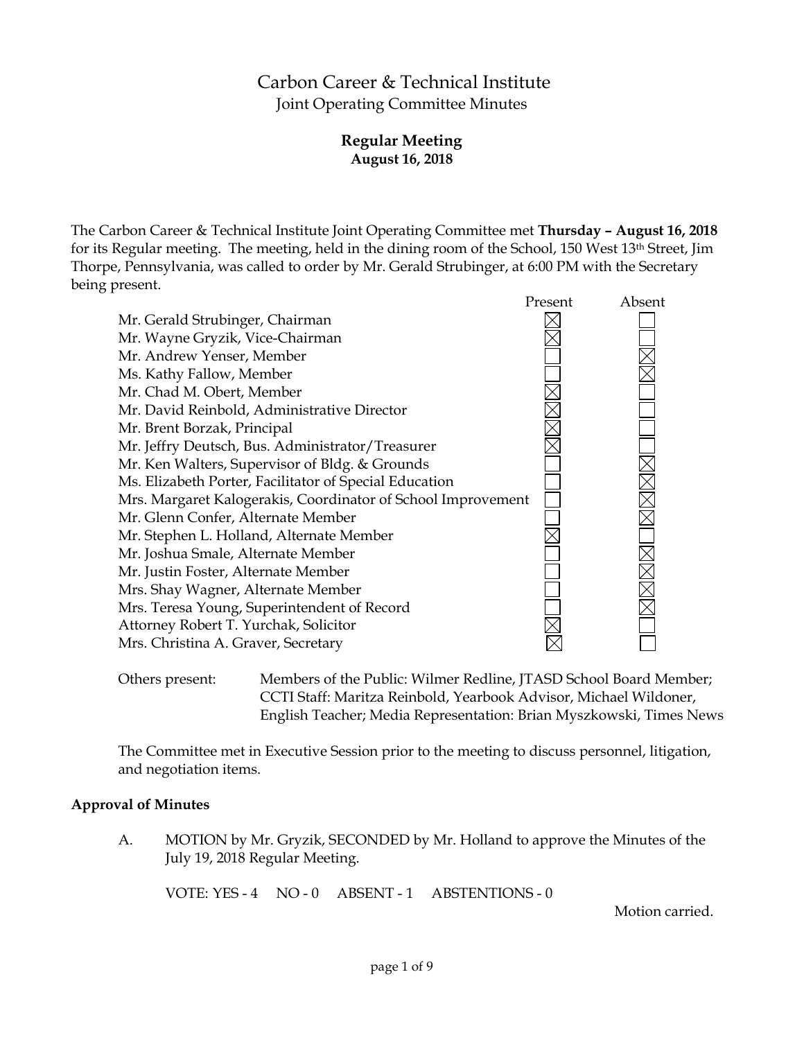# Carbon Career & Technical Institute

Joint Operating Committee Minutes

## Regular Meeting

**August 16, 2018**

The Carbon Career & Technical Institute Joint Operating Committee met **Thursday – August 16, 2018** for its Regular meeting. The meeting, held in the dining room of the School, 150 West 13th Street, Jim Thorpe, Pennsylvania, was called to order by Mr. Gerald Strubinger, at 6:00 PM with the Secretary being present.

| | Present | Absent |
|---|---|---|
| Mr. Gerald Strubinger, Chairman | ☒ | ☐ |
| Mr. Wayne Gryzik, Vice-Chairman | ☒ | ☐ |
| Mr. Andrew Yenser, Member | ☐ | ☒ |
| Ms. Kathy Fallow, Member | ☐ | ☒ |
| Mr. Chad M. Obert, Member | ☒ | ☐ |
| Mr. David Reinbold, Administrative Director | ☒ | ☐ |
| Mr. Brent Borzak, Principal | ☒ | ☐ |
| Mr. Jeffry Deutsch, Bus. Administrator/Treasurer | ☒ | ☐ |
| Mr. Ken Walters, Supervisor of Bldg. & Grounds | ☐ | ☒ |
| Ms. Elizabeth Porter, Facilitator of Special Education | ☐ | ☒ |
| Mrs. Margaret Kalogerakis, Coordinator of School Improvement | ☐ | ☒ |
| Mr. Glenn Confer, Alternate Member | ☐ | ☒ |
| Mr. Stephen L. Holland, Alternate Member | ☒ | ☐ |
| Mr. Joshua Smale, Alternate Member | ☐ | ☒ |
| Mr. Justin Foster, Alternate Member | ☐ | ☒ |
| Mrs. Shay Wagner, Alternate Member | ☐ | ☒ |
| Mrs. Teresa Young, Superintendent of Record | ☐ | ☒ |
| Attorney Robert T. Yurchak, Solicitor | ☒ | ☐ |
| Mrs. Christina A. Graver, Secretary | ☒ | ☐ |

Others present: Members of the Public: Wilmer Redline, JTASD School Board Member; CCTI Staff: Maritza Reinbold, Yearbook Advisor, Michael Wildoner, English Teacher; Media Representation: Brian Myszkowski, Times News

The Committee met in Executive Session prior to the meeting to discuss personnel, litigation, and negotiation items.

**Approval of Minutes**

A. MOTION by Mr. Gryzik, SECONDED by Mr. Holland to approve the Minutes of the July 19, 2018 Regular Meeting.

VOTE: YES - 4 NO - 0 ABSENT - 1 ABSTENTIONS - 0

Motion carried.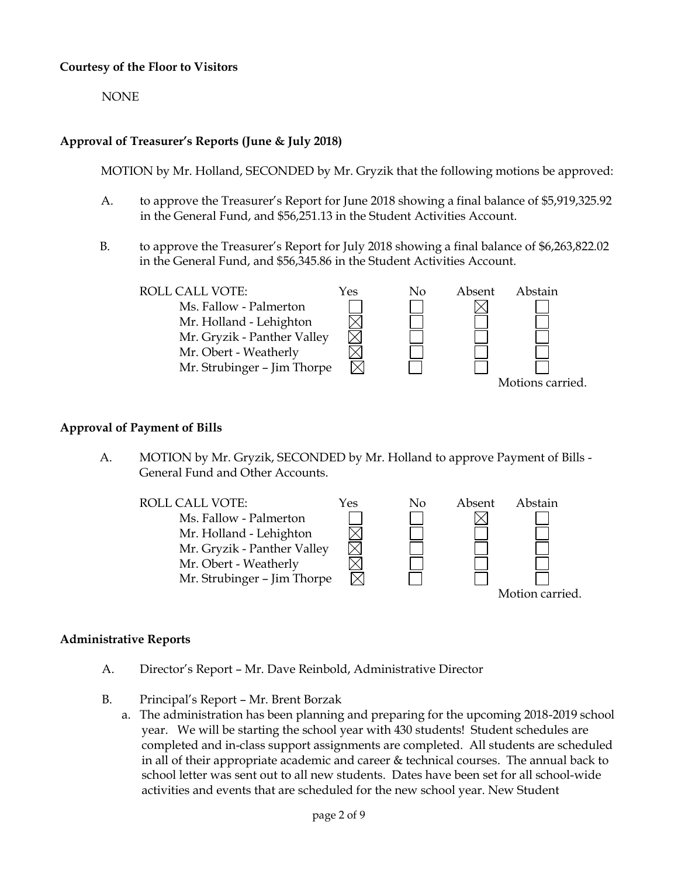**Courtesy of the Floor to Visitors**

NONE

**Approval of Treasurer's Reports (June & July 2018)**

MOTION by Mr. Holland, SECONDED by Mr. Gryzik that the following motions be approved:

A. to approve the Treasurer's Report for June 2018 showing a final balance of $5,919,325.92 in the General Fund, and $56,251.13 in the Student Activities Account.

B. to approve the Treasurer's Report for July 2018 showing a final balance of $6,263,822.02 in the General Fund, and $56,345.86 in the Student Activities Account.

| ROLL CALL VOTE: | Yes | No | Absent | Abstain |
|---|---|---|---|---|
| Ms. Fallow - Palmerton | ☐ | ☐ | ☒ | ☐ |
| Mr. Holland - Lehighton | ☒ | ☐ | ☐ | ☐ |
| Mr. Gryzik - Panther Valley | ☒ | ☐ | ☐ | ☐ |
| Mr. Obert - Weatherly | ☒ | ☐ | ☐ | ☐ |
| Mr. Strubinger – Jim Thorpe | ☒ | ☐ | ☐ | ☐ |

Motions carried.

**Approval of Payment of Bills**

A. MOTION by Mr. Gryzik, SECONDED by Mr. Holland to approve Payment of Bills - General Fund and Other Accounts.

| ROLL CALL VOTE: | Yes | No | Absent | Abstain |
|---|---|---|---|---|
| Ms. Fallow - Palmerton | ☐ | ☐ | ☒ | ☐ |
| Mr. Holland - Lehighton | ☒ | ☐ | ☐ | ☐ |
| Mr. Gryzik - Panther Valley | ☒ | ☐ | ☐ | ☐ |
| Mr. Obert - Weatherly | ☒ | ☐ | ☐ | ☐ |
| Mr. Strubinger – Jim Thorpe | ☒ | ☐ | ☐ | ☐ |

Motion carried.

**Administrative Reports**

A. Director's Report – Mr. Dave Reinbold, Administrative Director

B. Principal's Report – Mr. Brent Borzak

a. The administration has been planning and preparing for the upcoming 2018-2019 school year. We will be starting the school year with 430 students! Student schedules are completed and in-class support assignments are completed. All students are scheduled in all of their appropriate academic and career & technical courses. The annual back to school letter was sent out to all new students. Dates have been set for all school-wide activities and events that are scheduled for the new school year. New Student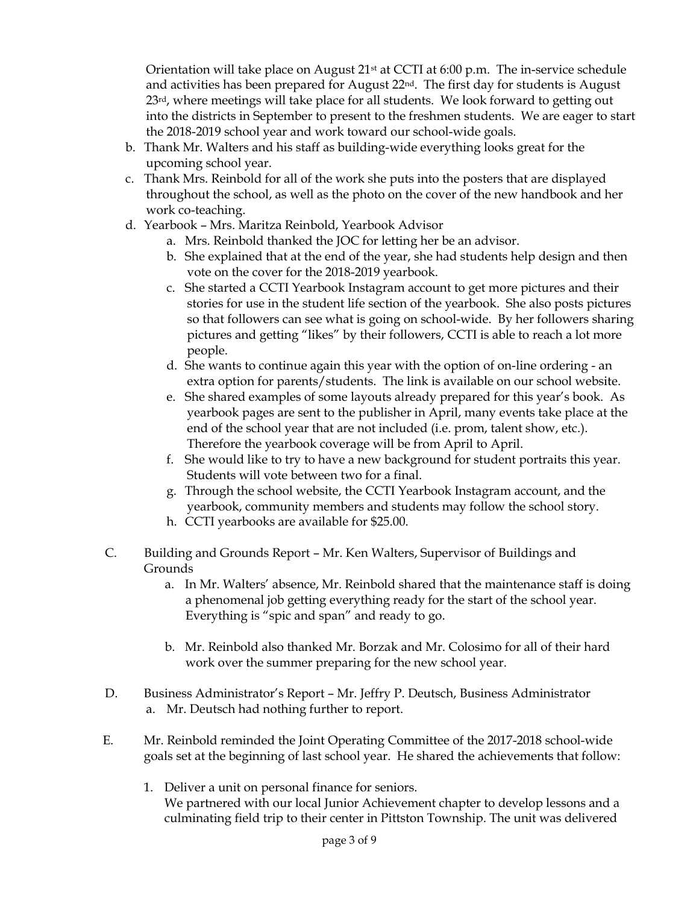Orientation will take place on August 21st at CCTI at 6:00 p.m. The in-service schedule and activities has been prepared for August 22nd. The first day for students is August 23rd, where meetings will take place for all students. We look forward to getting out into the districts in September to present to the freshmen students. We are eager to start the 2018-2019 school year and work toward our school-wide goals.

b. Thank Mr. Walters and his staff as building-wide everything looks great for the upcoming school year.

c. Thank Mrs. Reinbold for all of the work she puts into the posters that are displayed throughout the school, as well as the photo on the cover of the new handbook and her work co-teaching.

d. Yearbook – Mrs. Maritza Reinbold, Yearbook Advisor

   a. Mrs. Reinbold thanked the JOC for letting her be an advisor.
   b. She explained that at the end of the year, she had students help design and then vote on the cover for the 2018-2019 yearbook.
   c. She started a CCTI Yearbook Instagram account to get more pictures and their stories for use in the student life section of the yearbook. She also posts pictures so that followers can see what is going on school-wide. By her followers sharing pictures and getting "likes" by their followers, CCTI is able to reach a lot more people.
   d. She wants to continue again this year with the option of on-line ordering - an extra option for parents/students. The link is available on our school website.
   e. She shared examples of some layouts already prepared for this year's book. As yearbook pages are sent to the publisher in April, many events take place at the end of the school year that are not included (i.e. prom, talent show, etc.). Therefore the yearbook coverage will be from April to April.
   f. She would like to try to have a new background for student portraits this year. Students will vote between two for a final.
   g. Through the school website, the CCTI Yearbook Instagram account, and the yearbook, community members and students may follow the school story.
   h. CCTI yearbooks are available for $25.00.

C. Building and Grounds Report – Mr. Ken Walters, Supervisor of Buildings and Grounds

   a. In Mr. Walters' absence, Mr. Reinbold shared that the maintenance staff is doing a phenomenal job getting everything ready for the start of the school year. Everything is "spic and span" and ready to go.

   b. Mr. Reinbold also thanked Mr. Borzak and Mr. Colosimo for all of their hard work over the summer preparing for the new school year.

D. Business Administrator's Report – Mr. Jeffry P. Deutsch, Business Administrator

   a. Mr. Deutsch had nothing further to report.

E. Mr. Reinbold reminded the Joint Operating Committee of the 2017-2018 school-wide goals set at the beginning of last school year. He shared the achievements that follow:

   1. Deliver a unit on personal finance for seniors.
      We partnered with our local Junior Achievement chapter to develop lessons and a culminating field trip to their center in Pittston Township. The unit was delivered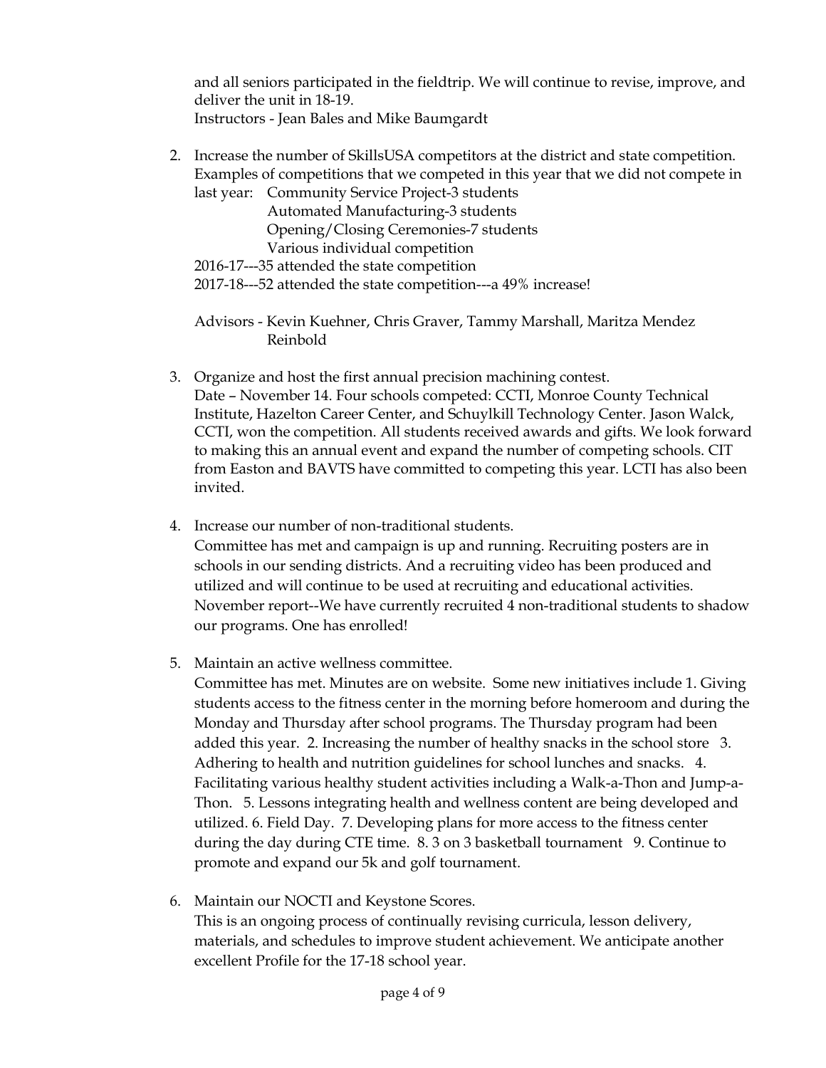and all seniors participated in the fieldtrip. We will continue to revise, improve, and deliver the unit in 18-19.
Instructors - Jean Bales and Mike Baumgardt

2. Increase the number of SkillsUSA competitors at the district and state competition. Examples of competitions that we competed in this year that we did not compete in last year: Community Service Project-3 students
   Automated Manufacturing-3 students
   Opening/Closing Ceremonies-7 students
   Various individual competition
   2016-17---35 attended the state competition
   2017-18---52 attended the state competition---a 49% increase!

   Advisors - Kevin Kuehner, Chris Graver, Tammy Marshall, Maritza Mendez Reinbold

3. Organize and host the first annual precision machining contest.
   Date – November 14. Four schools competed: CCTI, Monroe County Technical Institute, Hazelton Career Center, and Schuylkill Technology Center. Jason Walck, CCTI, won the competition. All students received awards and gifts. We look forward to making this an annual event and expand the number of competing schools. CIT from Easton and BAVTS have committed to competing this year. LCTI has also been invited.

4. Increase our number of non-traditional students.
   Committee has met and campaign is up and running. Recruiting posters are in schools in our sending districts. And a recruiting video has been produced and utilized and will continue to be used at recruiting and educational activities. November report--We have currently recruited 4 non-traditional students to shadow our programs. One has enrolled!

5. Maintain an active wellness committee.
   Committee has met. Minutes are on website. Some new initiatives include 1. Giving students access to the fitness center in the morning before homeroom and during the Monday and Thursday after school programs. The Thursday program had been added this year. 2. Increasing the number of healthy snacks in the school store 3. Adhering to health and nutrition guidelines for school lunches and snacks. 4. Facilitating various healthy student activities including a Walk-a-Thon and Jump-a-Thon. 5. Lessons integrating health and wellness content are being developed and utilized. 6. Field Day. 7. Developing plans for more access to the fitness center during the day during CTE time. 8. 3 on 3 basketball tournament 9. Continue to promote and expand our 5k and golf tournament.

6. Maintain our NOCTI and Keystone Scores.
   This is an ongoing process of continually revising curricula, lesson delivery, materials, and schedules to improve student achievement. We anticipate another excellent Profile for the 17-18 school year.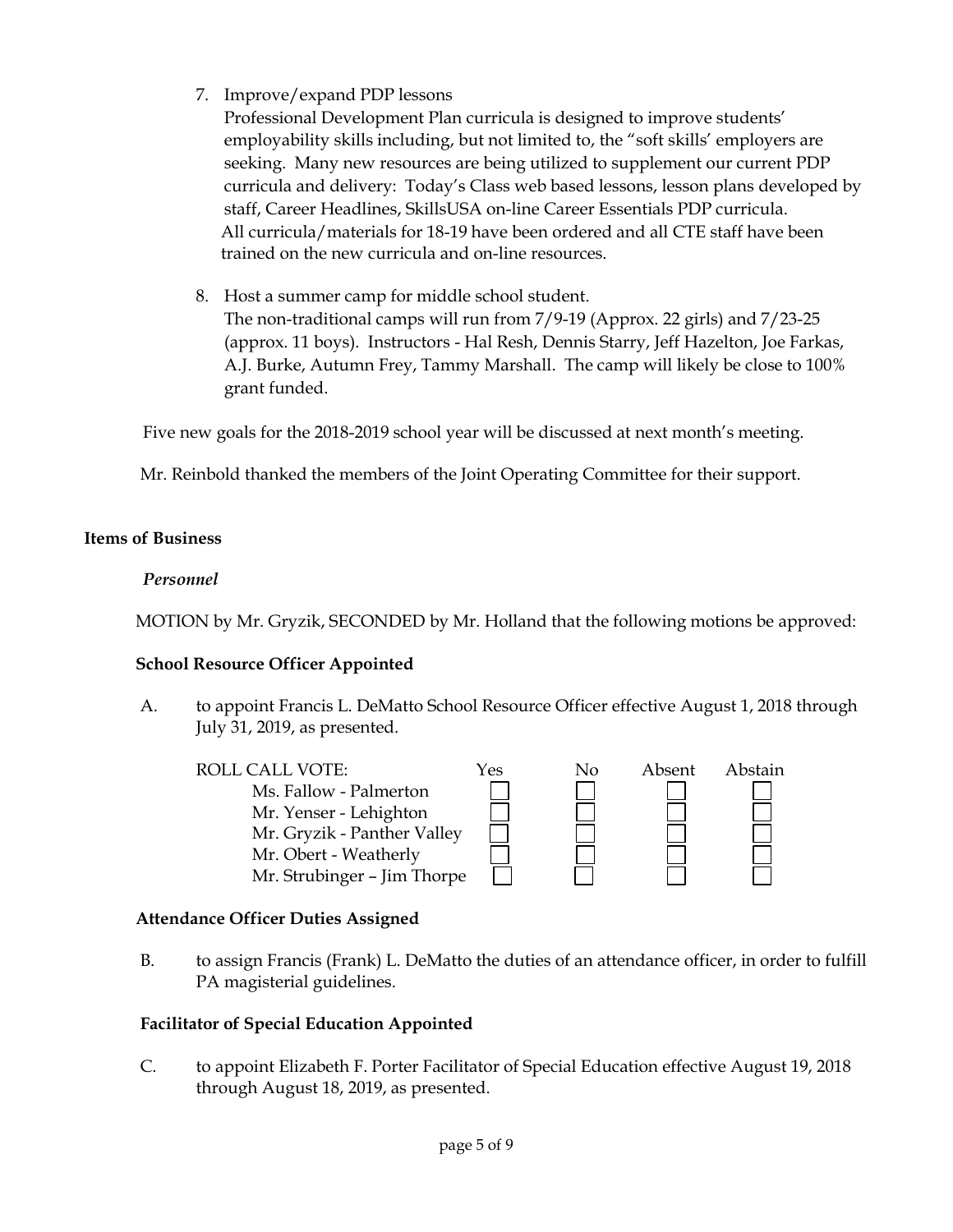7. Improve/expand PDP lessons
   Professional Development Plan curricula is designed to improve students' employability skills including, but not limited to, the "soft skills' employers are seeking. Many new resources are being utilized to supplement our current PDP curricula and delivery: Today's Class web based lessons, lesson plans developed by staff, Career Headlines, SkillsUSA on-line Career Essentials PDP curricula. All curricula/materials for 18-19 have been ordered and all CTE staff have been trained on the new curricula and on-line resources.

8. Host a summer camp for middle school student.
   The non-traditional camps will run from 7/9-19 (Approx. 22 girls) and 7/23-25 (approx. 11 boys). Instructors - Hal Resh, Dennis Starry, Jeff Hazelton, Joe Farkas, A.J. Burke, Autumn Frey, Tammy Marshall. The camp will likely be close to 100% grant funded.

Five new goals for the 2018-2019 school year will be discussed at next month's meeting.

Mr. Reinbold thanked the members of the Joint Operating Committee for their support.

## Items of Business

### *Personnel*

MOTION by Mr. Gryzik, SECONDED by Mr. Holland that the following motions be approved:

**School Resource Officer Appointed**

A. to appoint Francis L. DeMatto School Resource Officer effective August 1, 2018 through July 31, 2019, as presented.

| ROLL CALL VOTE: | Yes | No | Absent | Abstain |
| --- | --- | --- | --- | --- |
| Ms. Fallow - Palmerton | ☐ | ☐ | ☐ | ☐ |
| Mr. Yenser - Lehighton | ☐ | ☐ | ☐ | ☐ |
| Mr. Gryzik - Panther Valley | ☐ | ☐ | ☐ | ☐ |
| Mr. Obert - Weatherly | ☐ | ☐ | ☐ | ☐ |
| Mr. Strubinger – Jim Thorpe | ☐ | ☐ | ☐ | ☐ |

**Attendance Officer Duties Assigned**

B. to assign Francis (Frank) L. DeMatto the duties of an attendance officer, in order to fulfill PA magisterial guidelines.

**Facilitator of Special Education Appointed**

C. to appoint Elizabeth F. Porter Facilitator of Special Education effective August 19, 2018 through August 18, 2019, as presented.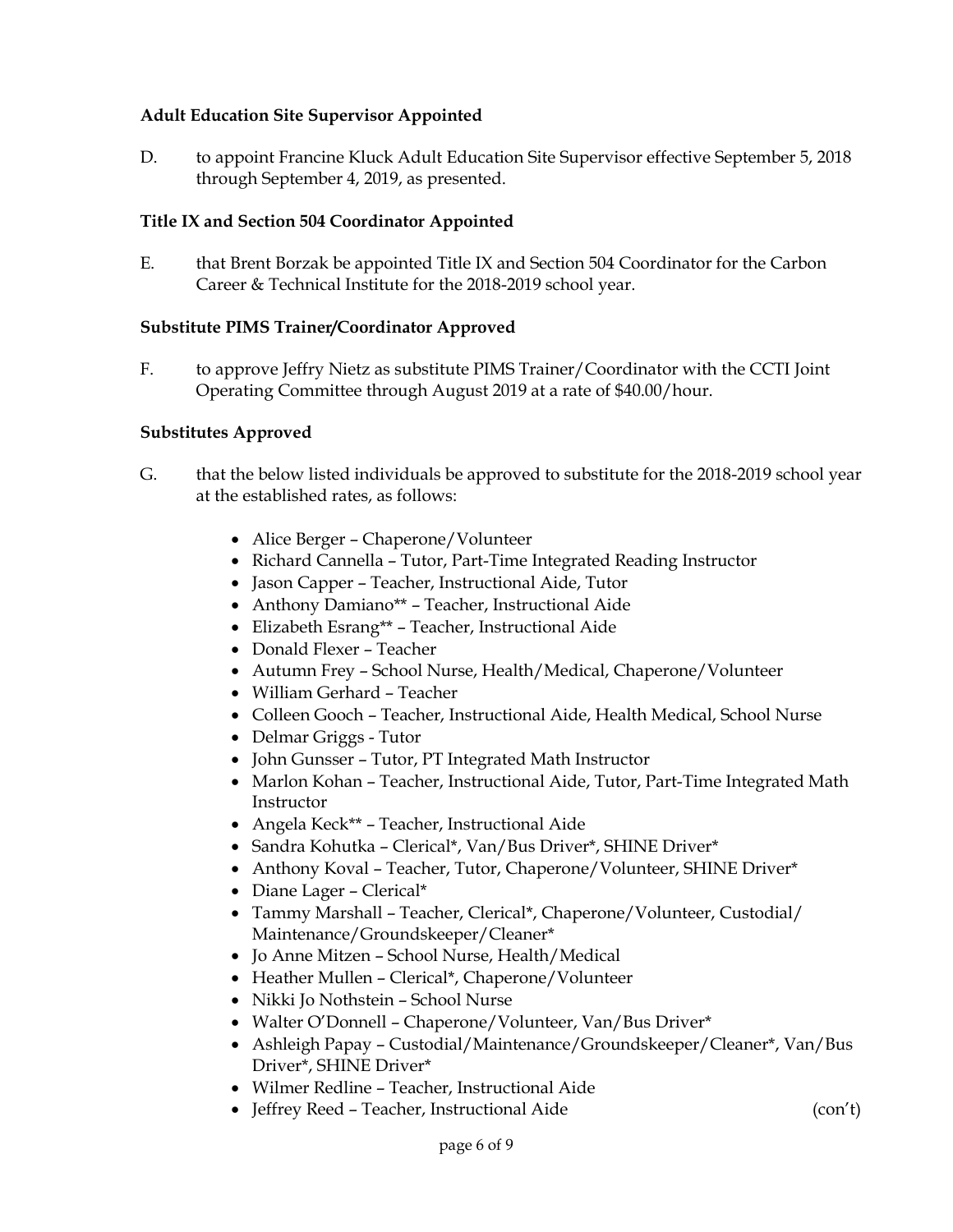**Adult Education Site Supervisor Appointed**

D. to appoint Francine Kluck Adult Education Site Supervisor effective September 5, 2018 through September 4, 2019, as presented.

**Title IX and Section 504 Coordinator Appointed**

E. that Brent Borzak be appointed Title IX and Section 504 Coordinator for the Carbon Career & Technical Institute for the 2018-2019 school year.

**Substitute PIMS Trainer/Coordinator Approved**

F. to approve Jeffry Nietz as substitute PIMS Trainer/Coordinator with the CCTI Joint Operating Committee through August 2019 at a rate of $40.00/hour.

**Substitutes Approved**

G. that the below listed individuals be approved to substitute for the 2018-2019 school year at the established rates, as follows:

- Alice Berger – Chaperone/Volunteer
- Richard Cannella – Tutor, Part-Time Integrated Reading Instructor
- Jason Capper – Teacher, Instructional Aide, Tutor
- Anthony Damiano** – Teacher, Instructional Aide
- Elizabeth Esrang** – Teacher, Instructional Aide
- Donald Flexer – Teacher
- Autumn Frey – School Nurse, Health/Medical, Chaperone/Volunteer
- William Gerhard – Teacher
- Colleen Gooch – Teacher, Instructional Aide, Health Medical, School Nurse
- Delmar Griggs - Tutor
- John Gunsser – Tutor, PT Integrated Math Instructor
- Marlon Kohan – Teacher, Instructional Aide, Tutor, Part-Time Integrated Math Instructor
- Angela Keck** – Teacher, Instructional Aide
- Sandra Kohutka – Clerical*, Van/Bus Driver*, SHINE Driver*
- Anthony Koval – Teacher, Tutor, Chaperone/Volunteer, SHINE Driver*
- Diane Lager – Clerical*
- Tammy Marshall – Teacher, Clerical*, Chaperone/Volunteer, Custodial/ Maintenance/Groundskeeper/Cleaner*
- Jo Anne Mitzen – School Nurse, Health/Medical
- Heather Mullen – Clerical*, Chaperone/Volunteer
- Nikki Jo Nothstein – School Nurse
- Walter O'Donnell – Chaperone/Volunteer, Van/Bus Driver*
- Ashleigh Papay – Custodial/Maintenance/Groundskeeper/Cleaner*, Van/Bus Driver*, SHINE Driver*
- Wilmer Redline – Teacher, Instructional Aide
- Jeffrey Reed – Teacher, Instructional Aide (con't)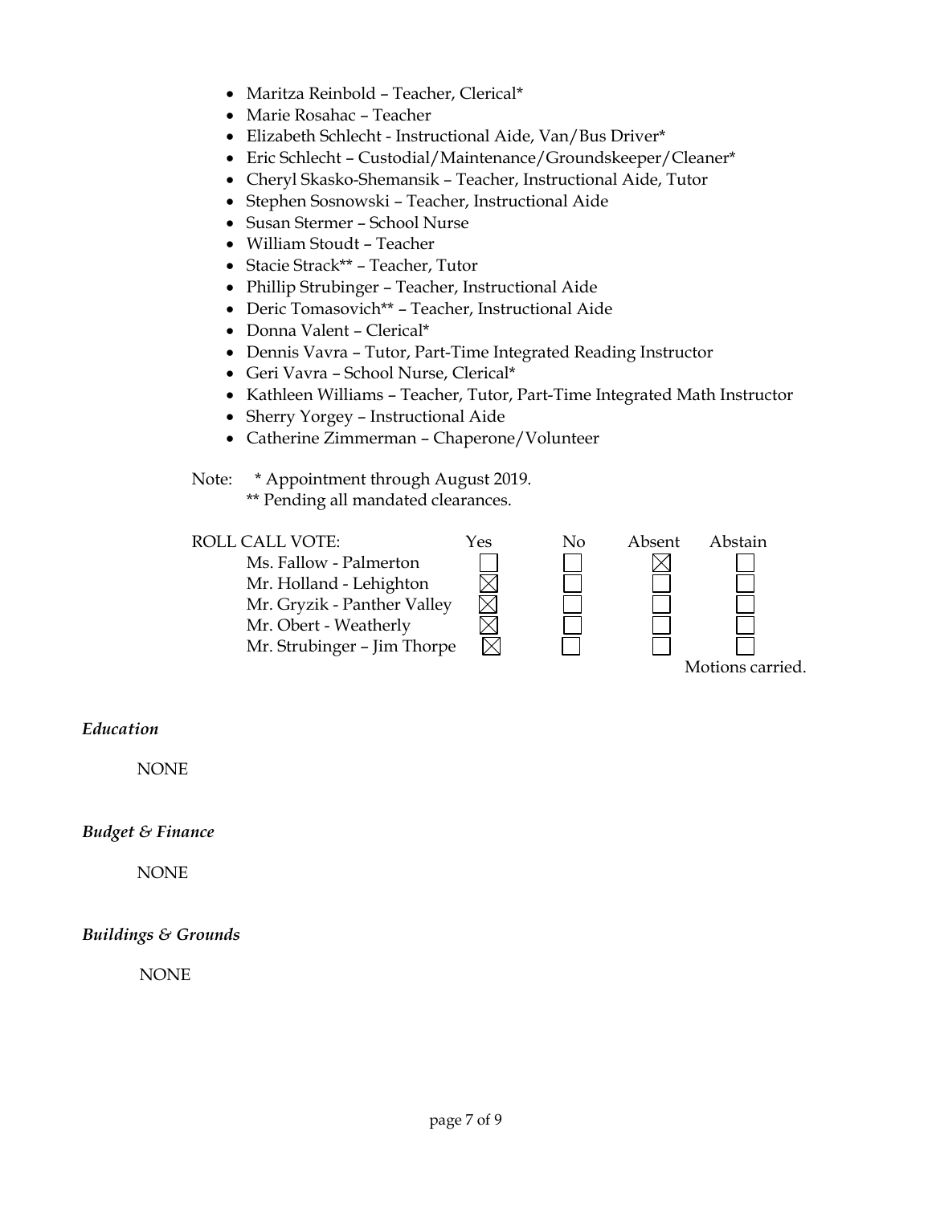- Maritza Reinbold – Teacher, Clerical*
- Marie Rosahac – Teacher
- Elizabeth Schlecht - Instructional Aide, Van/Bus Driver*
- Eric Schlecht – Custodial/Maintenance/Groundskeeper/Cleaner*
- Cheryl Skasko-Shemansik – Teacher, Instructional Aide, Tutor
- Stephen Sosnowski – Teacher, Instructional Aide
- Susan Stermer – School Nurse
- William Stoudt – Teacher
- Stacie Strack** – Teacher, Tutor
- Phillip Strubinger – Teacher, Instructional Aide
- Deric Tomasovich** – Teacher, Instructional Aide
- Donna Valent – Clerical*
- Dennis Vavra – Tutor, Part-Time Integrated Reading Instructor
- Geri Vavra – School Nurse, Clerical*
- Kathleen Williams – Teacher, Tutor, Part-Time Integrated Math Instructor
- Sherry Yorgey – Instructional Aide
- Catherine Zimmerman – Chaperone/Volunteer

Note: * Appointment through August 2019.
** Pending all mandated clearances.

| ROLL CALL VOTE: | Yes | No | Absent | Abstain |
|---|---|---|---|---|
| Ms. Fallow - Palmerton | ☐ | ☐ | ☒ | ☐ |
| Mr. Holland - Lehighton | ☒ | ☐ | ☐ | ☐ |
| Mr. Gryzik - Panther Valley | ☒ | ☐ | ☐ | ☐ |
| Mr. Obert - Weatherly | ☒ | ☐ | ☐ | ☐ |
| Mr. Strubinger – Jim Thorpe | ☒ | ☐ | ☐ | ☐ |

Motions carried.

*Education*

NONE

*Budget & Finance*

NONE

*Buildings & Grounds*

NONE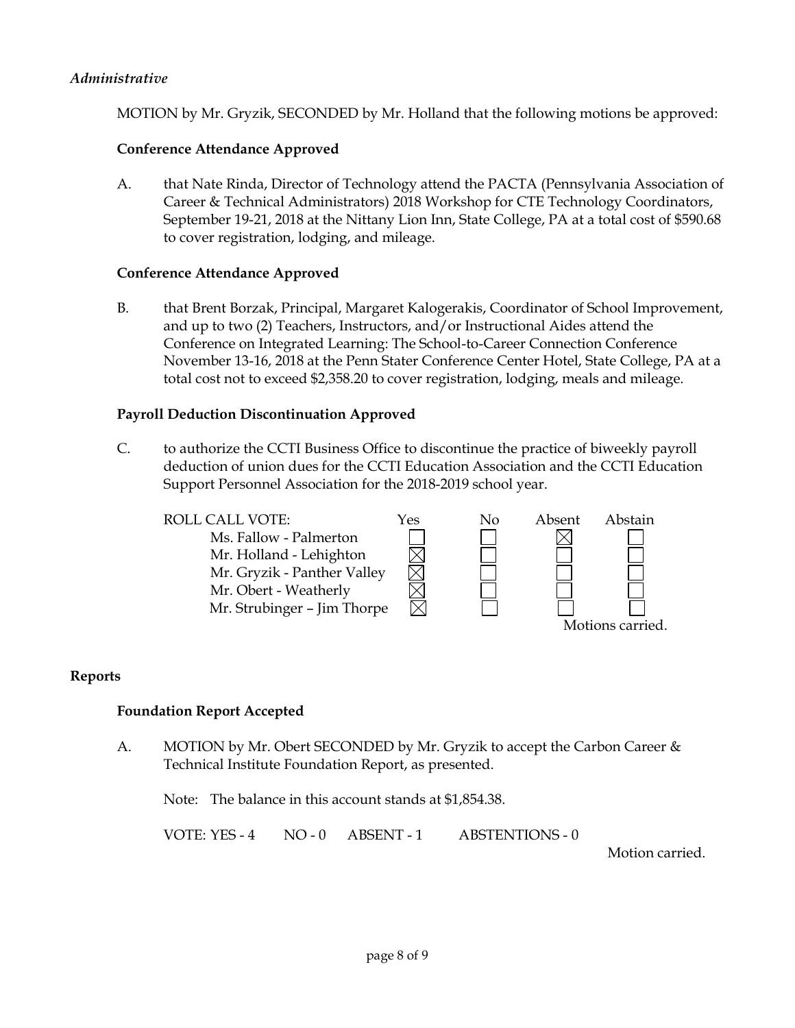*Administrative*

MOTION by Mr. Gryzik, SECONDED by Mr. Holland that the following motions be approved:

**Conference Attendance Approved**

A. that Nate Rinda, Director of Technology attend the PACTA (Pennsylvania Association of Career & Technical Administrators) 2018 Workshop for CTE Technology Coordinators, September 19-21, 2018 at the Nittany Lion Inn, State College, PA at a total cost of $590.68 to cover registration, lodging, and mileage.

**Conference Attendance Approved**

B. that Brent Borzak, Principal, Margaret Kalogerakis, Coordinator of School Improvement, and up to two (2) Teachers, Instructors, and/or Instructional Aides attend the Conference on Integrated Learning: The School-to-Career Connection Conference November 13-16, 2018 at the Penn Stater Conference Center Hotel, State College, PA at a total cost not to exceed $2,358.20 to cover registration, lodging, meals and mileage.

**Payroll Deduction Discontinuation Approved**

C. to authorize the CCTI Business Office to discontinue the practice of biweekly payroll deduction of union dues for the CCTI Education Association and the CCTI Education Support Personnel Association for the 2018-2019 school year.

| ROLL CALL VOTE: | Yes | No | Absent | Abstain |
|---|---|---|---|---|
| Ms. Fallow - Palmerton | ☐ | ☐ | ☒ | ☐ |
| Mr. Holland - Lehighton | ☒ | ☐ | ☐ | ☐ |
| Mr. Gryzik - Panther Valley | ☒ | ☐ | ☐ | ☐ |
| Mr. Obert - Weatherly | ☒ | ☐ | ☐ | ☐ |
| Mr. Strubinger – Jim Thorpe | ☒ | ☐ | ☐ | ☐ |

Motions carried.

## Reports

**Foundation Report Accepted**

A. MOTION by Mr. Obert SECONDED by Mr. Gryzik to accept the Carbon Career & Technical Institute Foundation Report, as presented.

Note: The balance in this account stands at $1,854.38.

VOTE: YES - 4 NO - 0 ABSENT - 1 ABSTENTIONS - 0

Motion carried.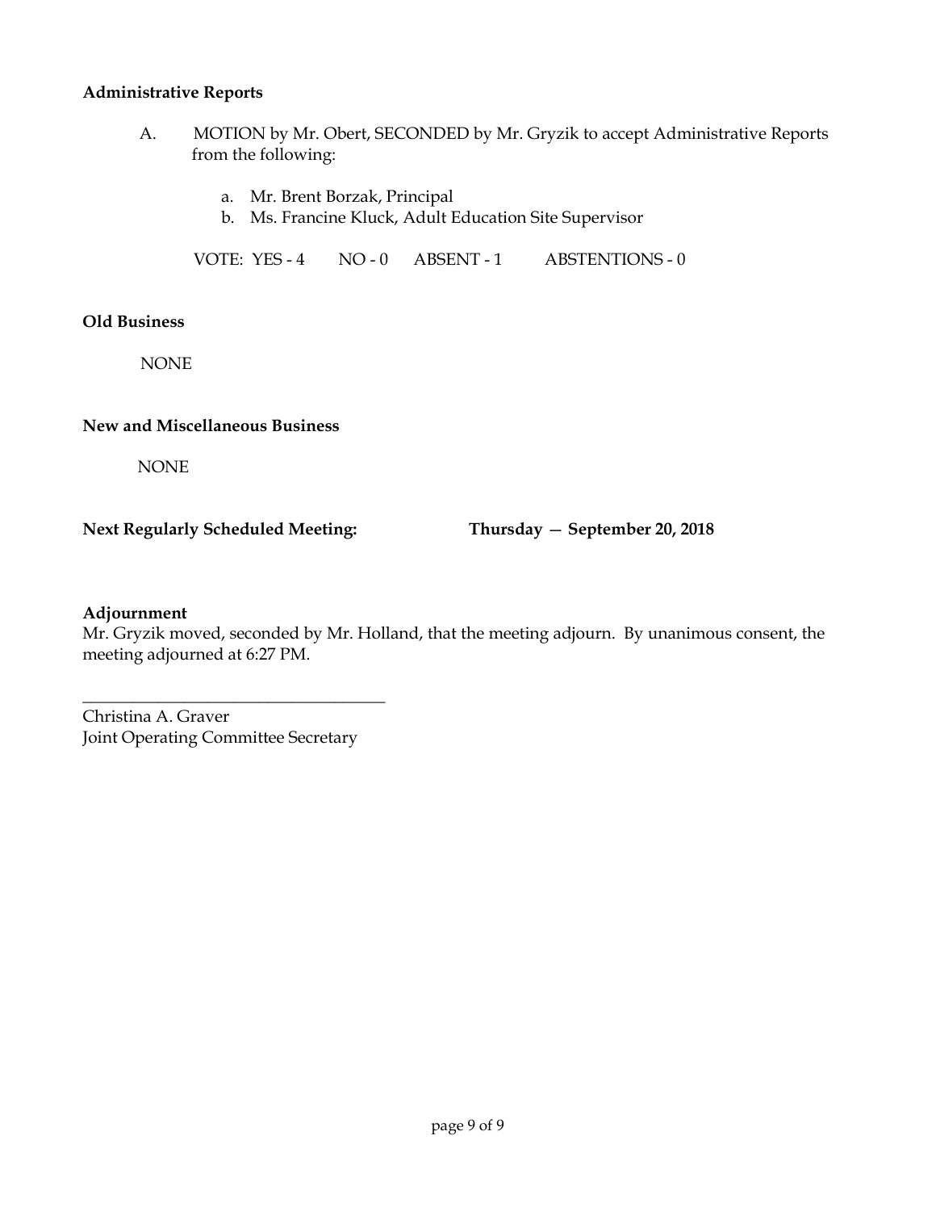**Administrative Reports**

A. MOTION by Mr. Obert, SECONDED by Mr. Gryzik to accept Administrative Reports from the following:

   a. Mr. Brent Borzak, Principal
   b. Ms. Francine Kluck, Adult Education Site Supervisor

   VOTE: YES - 4    NO - 0    ABSENT - 1    ABSTENTIONS - 0

**Old Business**

NONE

**New and Miscellaneous Business**

NONE

**Next Regularly Scheduled Meeting:** **Thursday — September 20, 2018**

**Adjournment**

Mr. Gryzik moved, seconded by Mr. Holland, that the meeting adjourn. By unanimous consent, the meeting adjourned at 6:27 PM.

\_\_\_\_\_\_\_\_\_\_\_\_\_\_\_\_\_\_\_\_\_\_\_\_\_\_\_\_\_\_\_\_\_\_\_\_

Christina A. Graver
Joint Operating Committee Secretary